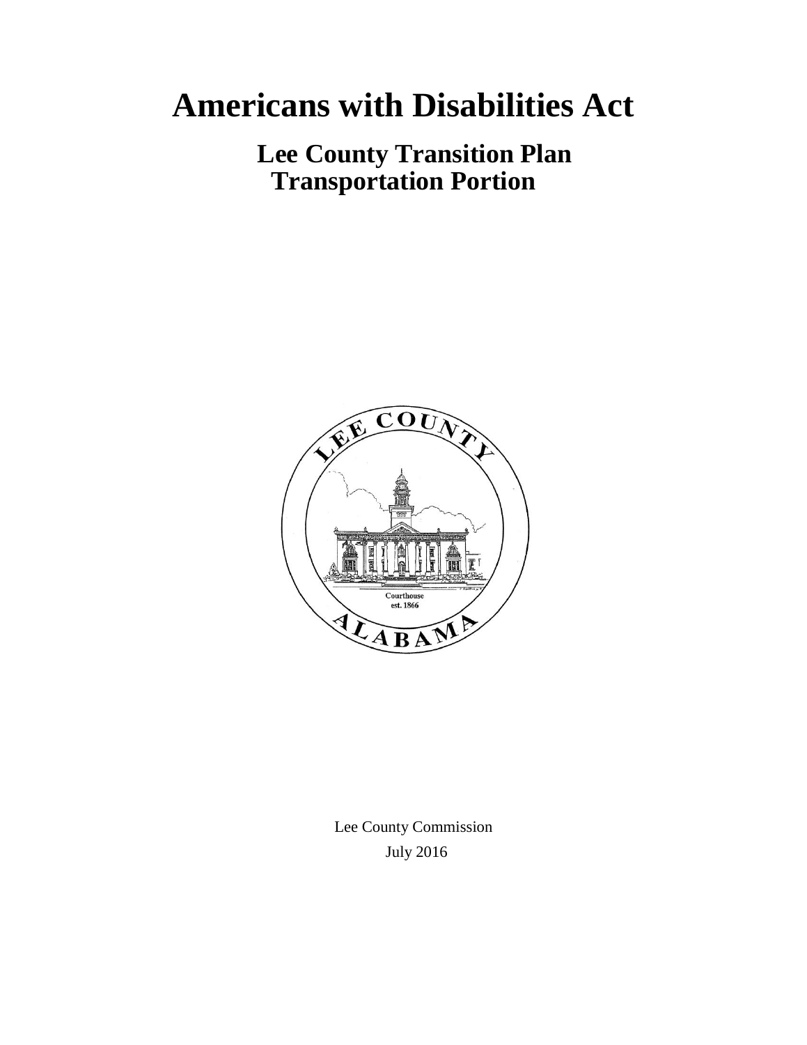# Americans with Disabilities Act

## Lee County Transition Plan
## Transportation Portion

Lee County Commission

July 2016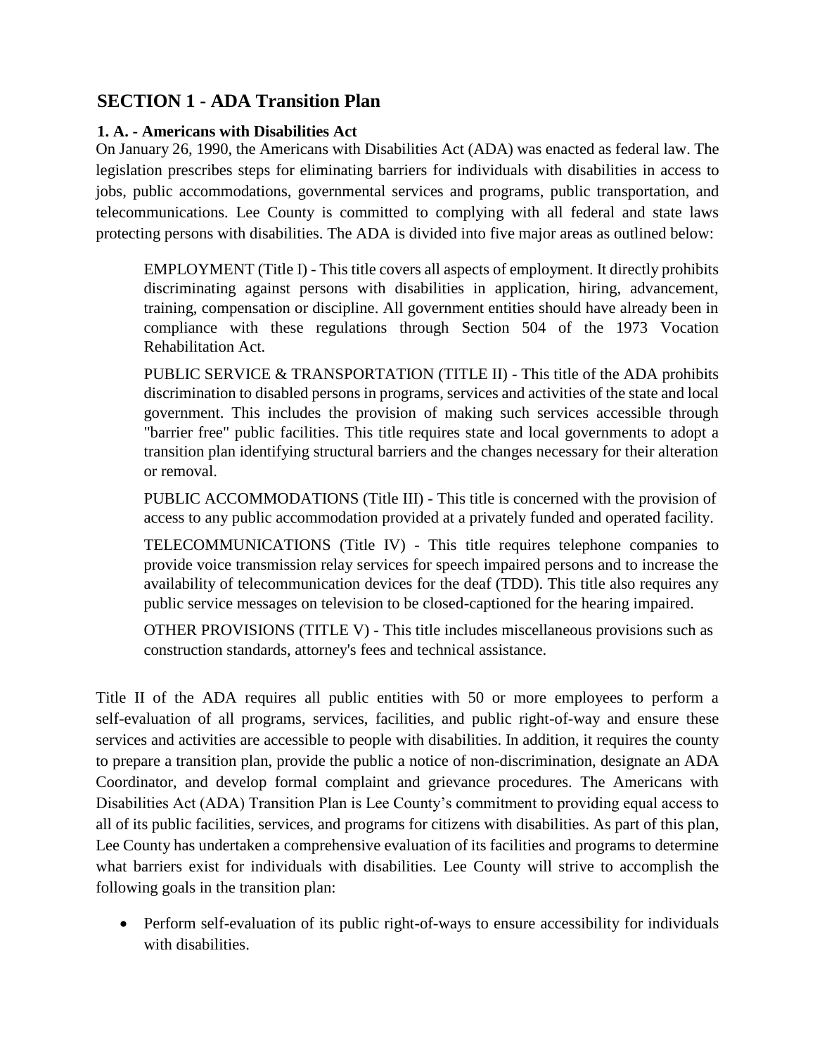## SECTION 1 - ADA Transition Plan

### 1. A. - Americans with Disabilities Act

On January 26, 1990, the Americans with Disabilities Act (ADA) was enacted as federal law. The legislation prescribes steps for eliminating barriers for individuals with disabilities in access to jobs, public accommodations, governmental services and programs, public transportation, and telecommunications. Lee County is committed to complying with all federal and state laws protecting persons with disabilities. The ADA is divided into five major areas as outlined below:

> EMPLOYMENT (Title I) - This title covers all aspects of employment. It directly prohibits discriminating against persons with disabilities in application, hiring, advancement, training, compensation or discipline. All government entities should have already been in compliance with these regulations through Section 504 of the 1973 Vocation Rehabilitation Act.
>
> PUBLIC SERVICE & TRANSPORTATION (TITLE II) - This title of the ADA prohibits discrimination to disabled persons in programs, services and activities of the state and local government. This includes the provision of making such services accessible through "barrier free" public facilities. This title requires state and local governments to adopt a transition plan identifying structural barriers and the changes necessary for their alteration or removal.
>
> PUBLIC ACCOMMODATIONS (Title III) - This title is concerned with the provision of access to any public accommodation provided at a privately funded and operated facility.
>
> TELECOMMUNICATIONS (Title IV) - This title requires telephone companies to provide voice transmission relay services for speech impaired persons and to increase the availability of telecommunication devices for the deaf (TDD). This title also requires any public service messages on television to be closed-captioned for the hearing impaired.
>
> OTHER PROVISIONS (TITLE V) - This title includes miscellaneous provisions such as construction standards, attorney's fees and technical assistance.

Title II of the ADA requires all public entities with 50 or more employees to perform a self-evaluation of all programs, services, facilities, and public right-of-way and ensure these services and activities are accessible to people with disabilities. In addition, it requires the county to prepare a transition plan, provide the public a notice of non-discrimination, designate an ADA Coordinator, and develop formal complaint and grievance procedures. The Americans with Disabilities Act (ADA) Transition Plan is Lee County's commitment to providing equal access to all of its public facilities, services, and programs for citizens with disabilities. As part of this plan, Lee County has undertaken a comprehensive evaluation of its facilities and programs to determine what barriers exist for individuals with disabilities. Lee County will strive to accomplish the following goals in the transition plan:

- Perform self-evaluation of its public right-of-ways to ensure accessibility for individuals with disabilities.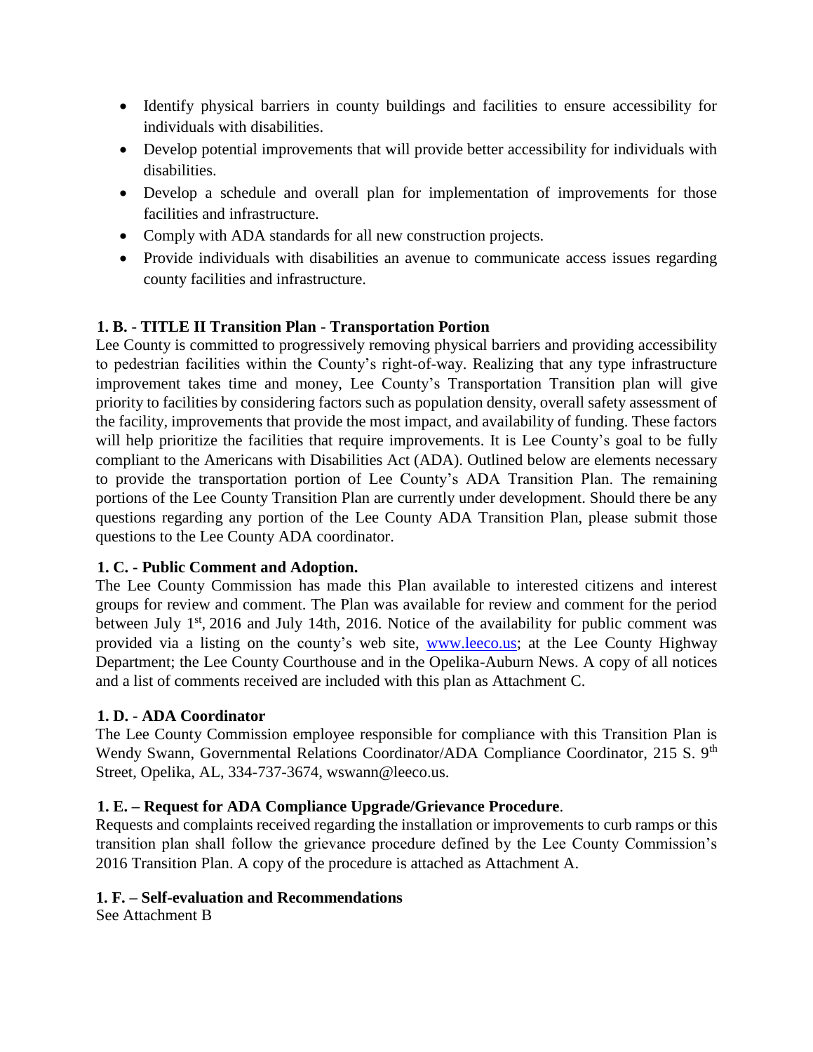- Identify physical barriers in county buildings and facilities to ensure accessibility for individuals with disabilities.
- Develop potential improvements that will provide better accessibility for individuals with disabilities.
- Develop a schedule and overall plan for implementation of improvements for those facilities and infrastructure.
- Comply with ADA standards for all new construction projects.
- Provide individuals with disabilities an avenue to communicate access issues regarding county facilities and infrastructure.

### 1. B. - TITLE II Transition Plan - Transportation Portion

Lee County is committed to progressively removing physical barriers and providing accessibility to pedestrian facilities within the County's right-of-way. Realizing that any type infrastructure improvement takes time and money, Lee County's Transportation Transition plan will give priority to facilities by considering factors such as population density, overall safety assessment of the facility, improvements that provide the most impact, and availability of funding. These factors will help prioritize the facilities that require improvements. It is Lee County's goal to be fully compliant to the Americans with Disabilities Act (ADA). Outlined below are elements necessary to provide the transportation portion of Lee County's ADA Transition Plan. The remaining portions of the Lee County Transition Plan are currently under development. Should there be any questions regarding any portion of the Lee County ADA Transition Plan, please submit those questions to the Lee County ADA coordinator.

### 1. C. - Public Comment and Adoption.

The Lee County Commission has made this Plan available to interested citizens and interest groups for review and comment. The Plan was available for review and comment for the period between July 1st, 2016 and July 14th, 2016. Notice of the availability for public comment was provided via a listing on the county's web site, www.leeco.us; at the Lee County Highway Department; the Lee County Courthouse and in the Opelika-Auburn News. A copy of all notices and a list of comments received are included with this plan as Attachment C.

### 1. D. - ADA Coordinator

The Lee County Commission employee responsible for compliance with this Transition Plan is Wendy Swann, Governmental Relations Coordinator/ADA Compliance Coordinator, 215 S. 9th Street, Opelika, AL, 334-737-3674, wswann@leeco.us.

### 1. E. – Request for ADA Compliance Upgrade/Grievance Procedure.

Requests and complaints received regarding the installation or improvements to curb ramps or this transition plan shall follow the grievance procedure defined by the Lee County Commission's 2016 Transition Plan. A copy of the procedure is attached as Attachment A.

### 1. F. – Self-evaluation and Recommendations

See Attachment B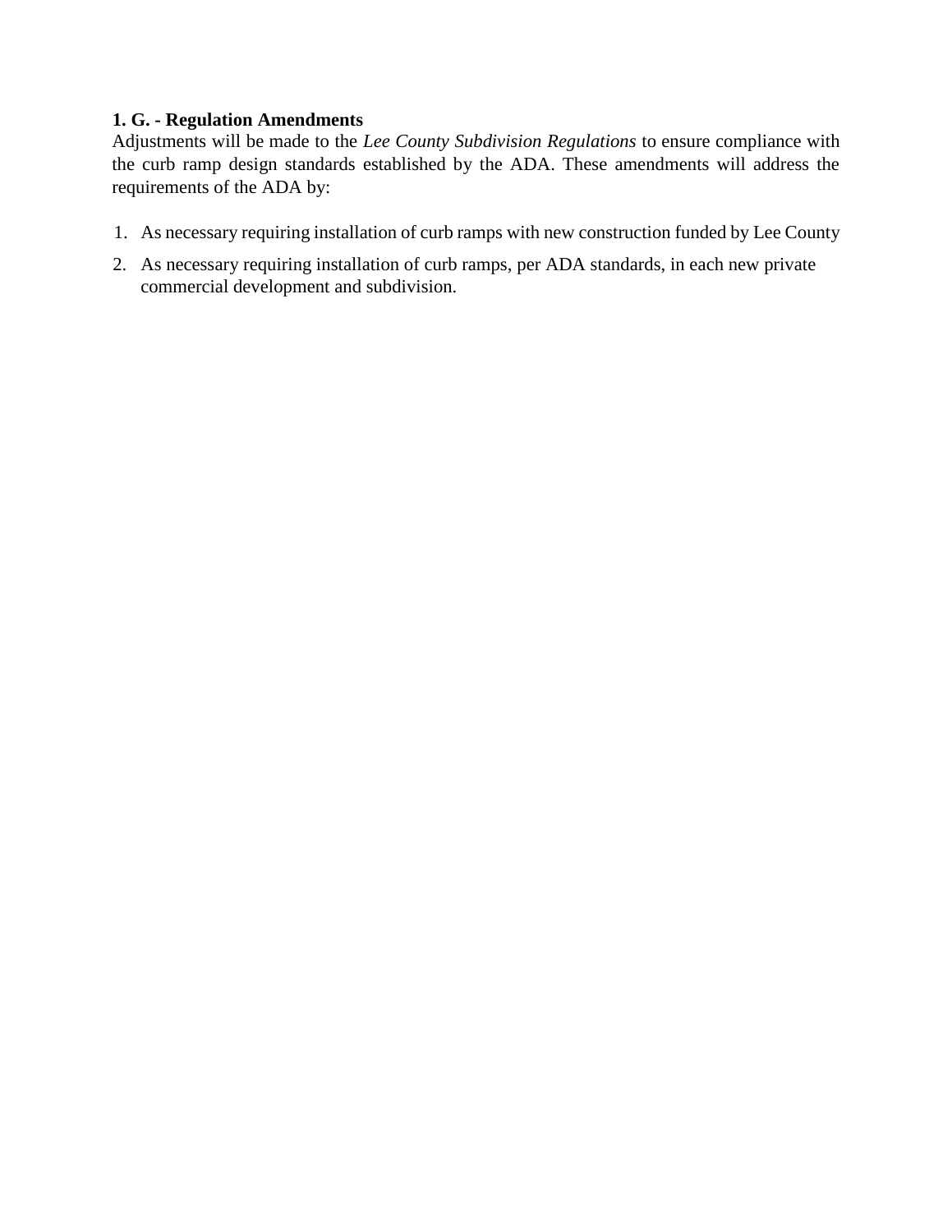**1. G. - Regulation Amendments**

Adjustments will be made to the *Lee County Subdivision Regulations* to ensure compliance with the curb ramp design standards established by the ADA. These amendments will address the requirements of the ADA by:

1. As necessary requiring installation of curb ramps with new construction funded by Lee County
2. As necessary requiring installation of curb ramps, per ADA standards, in each new private commercial development and subdivision.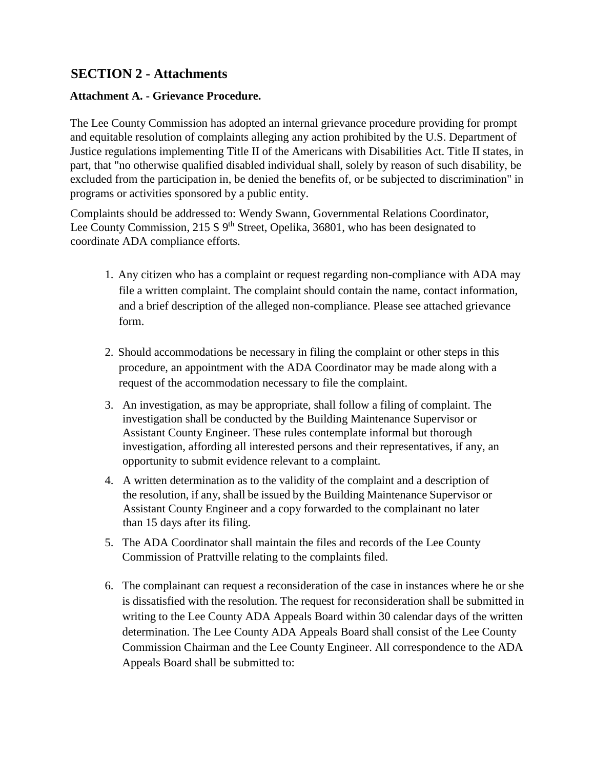## SECTION 2 - Attachments

### Attachment A. - Grievance Procedure.

The Lee County Commission has adopted an internal grievance procedure providing for prompt and equitable resolution of complaints alleging any action prohibited by the U.S. Department of Justice regulations implementing Title II of the Americans with Disabilities Act. Title II states, in part, that "no otherwise qualified disabled individual shall, solely by reason of such disability, be excluded from the participation in, be denied the benefits of, or be subjected to discrimination" in programs or activities sponsored by a public entity.

Complaints should be addressed to: Wendy Swann, Governmental Relations Coordinator, Lee County Commission, 215 S 9th Street, Opelika, 36801, who has been designated to coordinate ADA compliance efforts.

1. Any citizen who has a complaint or request regarding non-compliance with ADA may file a written complaint. The complaint should contain the name, contact information, and a brief description of the alleged non-compliance. Please see attached grievance form.

2. Should accommodations be necessary in filing the complaint or other steps in this procedure, an appointment with the ADA Coordinator may be made along with a request of the accommodation necessary to file the complaint.

3. An investigation, as may be appropriate, shall follow a filing of complaint. The investigation shall be conducted by the Building Maintenance Supervisor or Assistant County Engineer. These rules contemplate informal but thorough investigation, affording all interested persons and their representatives, if any, an opportunity to submit evidence relevant to a complaint.

4. A written determination as to the validity of the complaint and a description of the resolution, if any, shall be issued by the Building Maintenance Supervisor or Assistant County Engineer and a copy forwarded to the complainant no later than 15 days after its filing.

5. The ADA Coordinator shall maintain the files and records of the Lee County Commission of Prattville relating to the complaints filed.

6. The complainant can request a reconsideration of the case in instances where he or she is dissatisfied with the resolution. The request for reconsideration shall be submitted in writing to the Lee County ADA Appeals Board within 30 calendar days of the written determination. The Lee County ADA Appeals Board shall consist of the Lee County Commission Chairman and the Lee County Engineer. All correspondence to the ADA Appeals Board shall be submitted to: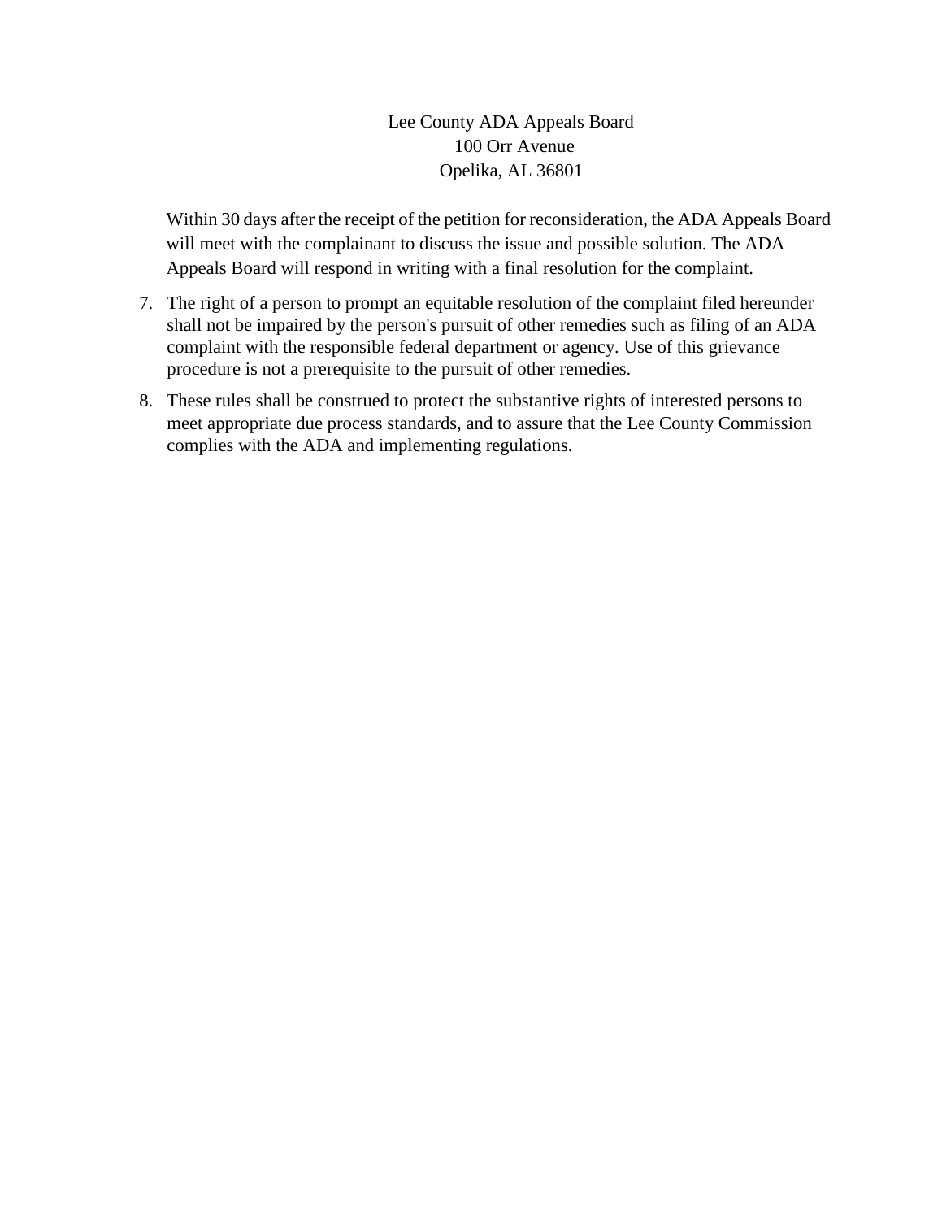Lee County ADA Appeals Board
100 Orr Avenue
Opelika, AL 36801

Within 30 days after the receipt of the petition for reconsideration, the ADA Appeals Board will meet with the complainant to discuss the issue and possible solution. The ADA Appeals Board will respond in writing with a final resolution for the complaint.

7. The right of a person to prompt an equitable resolution of the complaint filed hereunder shall not be impaired by the person's pursuit of other remedies such as filing of an ADA complaint with the responsible federal department or agency. Use of this grievance procedure is not a prerequisite to the pursuit of other remedies.
8. These rules shall be construed to protect the substantive rights of interested persons to meet appropriate due process standards, and to assure that the Lee County Commission complies with the ADA and implementing regulations.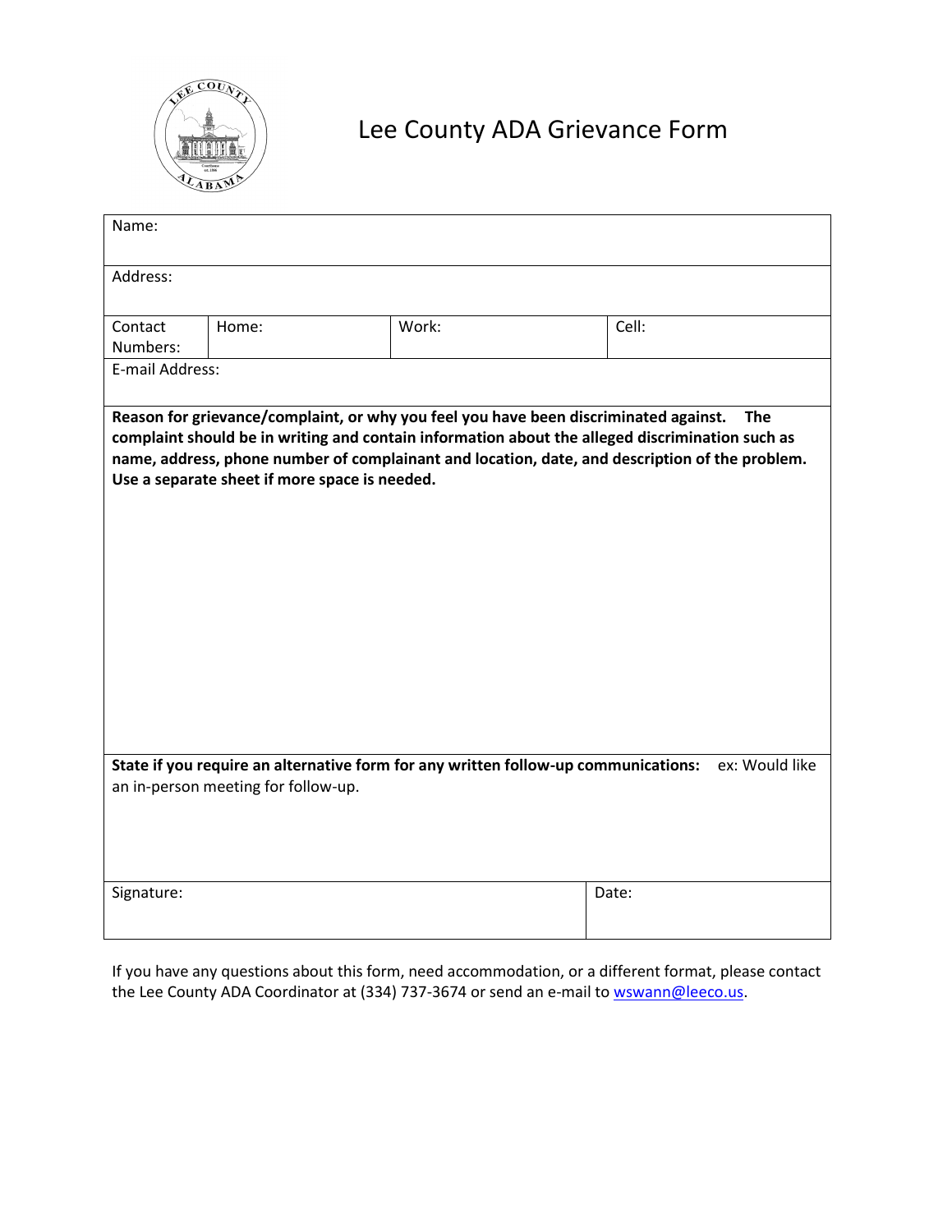# Lee County ADA Grievance Form

| Name: | | | |
|---|---|---|---|
| Address: | | | |
| Contact Numbers: | Home: | Work: | Cell: |
| E-mail Address: | | | |

**Reason for grievance/complaint, or why you feel you have been discriminated against. The complaint should be in writing and contain information about the alleged discrimination such as name, address, phone number of complainant and location, date, and description of the problem. Use a separate sheet if more space is needed.**

**State if you require an alternative form for any written follow-up communications:** ex: Would like an in-person meeting for follow-up.

| Signature: | Date: |
|---|---|

If you have any questions about this form, need accommodation, or a different format, please contact the Lee County ADA Coordinator at (334) 737-3674 or send an e-mail to wswann@leeco.us.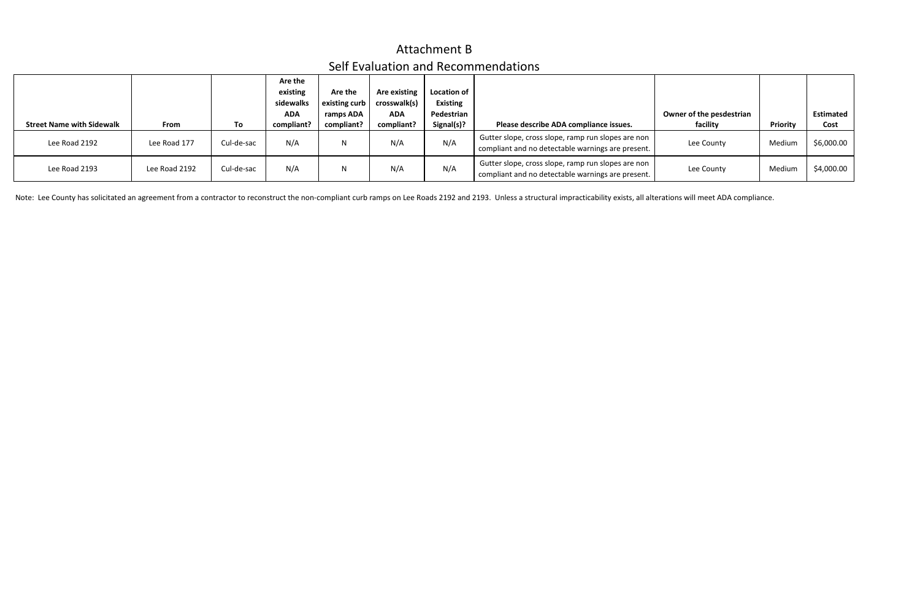# Attachment B

## Self Evaluation and Recommendations

| Street Name with Sidewalk | From | To | Are the existing sidewalks ADA compliant? | Are the existing curb ramps ADA compliant? | Are existing crosswalk(s) ADA compliant? | Location of Existing Pedestrian Signal(s)? | Please describe ADA compliance issues. | Owner of the pesdestrian facility | Priority | Estimated Cost |
|---|---|---|---|---|---|---|---|---|---|---|
| Lee Road 2192 | Lee Road 177 | Cul-de-sac | N/A | N | N/A | N/A | Gutter slope, cross slope, ramp run slopes are non compliant and no detectable warnings are present. | Lee County | Medium | $6,000.00 |
| Lee Road 2193 | Lee Road 2192 | Cul-de-sac | N/A | N | N/A | N/A | Gutter slope, cross slope, ramp run slopes are non compliant and no detectable warnings are present. | Lee County | Medium | $4,000.00 |

Note: Lee County has solicitated an agreement from a contractor to reconstruct the non-compliant curb ramps on Lee Roads 2192 and 2193. Unless a structural impracticability exists, all alterations will meet ADA compliance.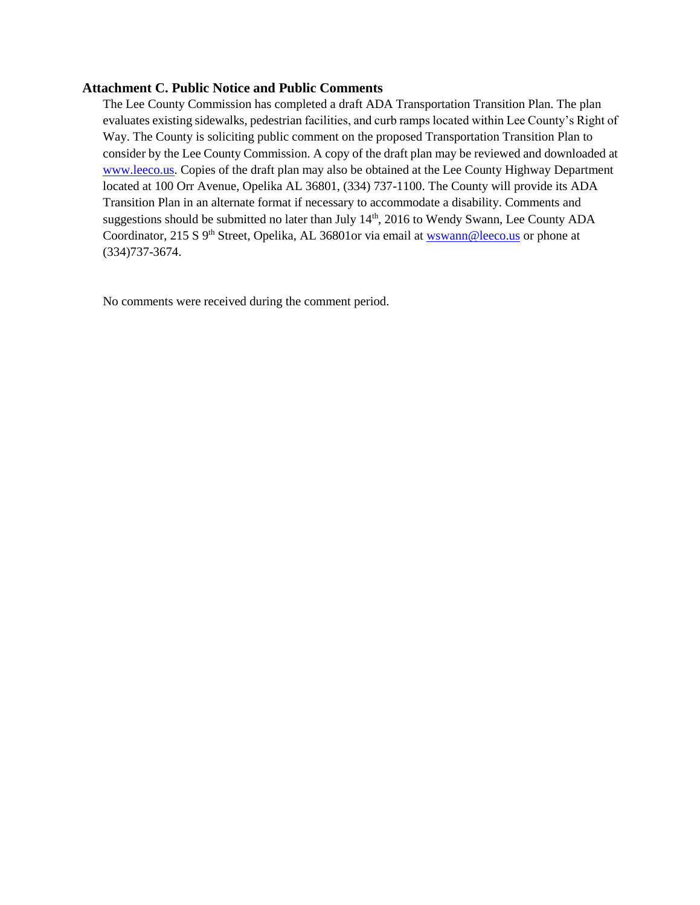## Attachment C. Public Notice and Public Comments

The Lee County Commission has completed a draft ADA Transportation Transition Plan. The plan evaluates existing sidewalks, pedestrian facilities, and curb ramps located within Lee County's Right of Way. The County is soliciting public comment on the proposed Transportation Transition Plan to consider by the Lee County Commission. A copy of the draft plan may be reviewed and downloaded at www.leeco.us. Copies of the draft plan may also be obtained at the Lee County Highway Department located at 100 Orr Avenue, Opelika AL 36801, (334) 737-1100. The County will provide its ADA Transition Plan in an alternate format if necessary to accommodate a disability. Comments and suggestions should be submitted no later than July 14th, 2016 to Wendy Swann, Lee County ADA Coordinator, 215 S 9th Street, Opelika, AL 36801or via email at wswann@leeco.us or phone at (334)737-3674.

No comments were received during the comment period.